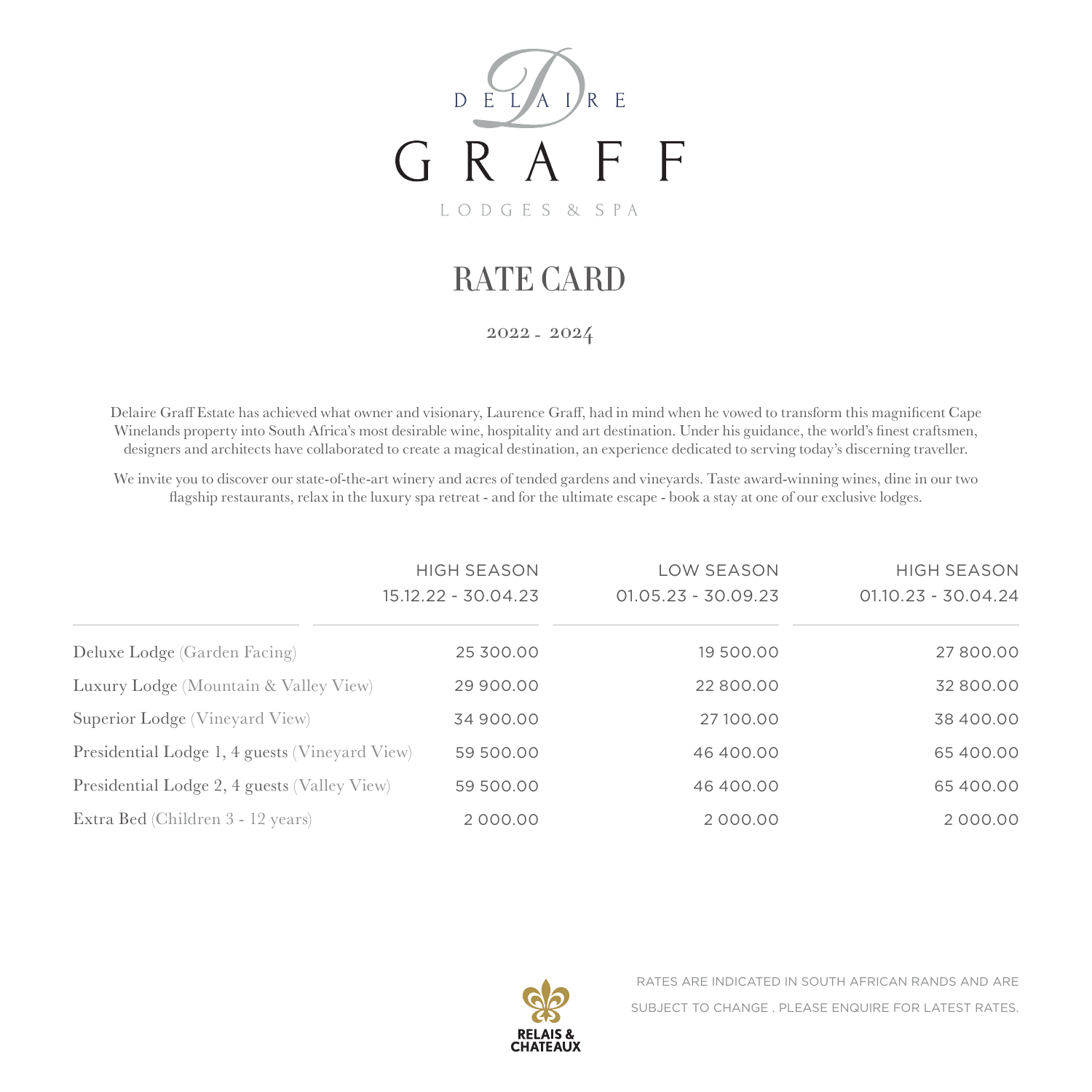DELAIRE

# GRAFF

LODGES & SPA

## RATE CARD

2022 - 2024

Delaire Graff Estate has achieved what owner and visionary, Laurence Graff, had in mind when he vowed to transform this magnificent Cape Winelands property into South Africa's most desirable wine, hospitality and art destination. Under his guidance, the world's finest craftsmen, designers and architects have collaborated to create a magical destination, an experience dedicated to serving today's discerning traveller.

We invite you to discover our state-of-the-art winery and acres of tended gardens and vineyards. Taste award-winning wines, dine in our two flagship restaurants, relax in the luxury spa retreat - and for the ultimate escape - book a stay at one of our exclusive lodges.

| | HIGH SEASON 15.12.22 - 30.04.23 | LOW SEASON 01.05.23 - 30.09.23 | HIGH SEASON 01.10.23 - 30.04.24 |
|---|---|---|---|
| Deluxe Lodge (Garden Facing) | 25 300.00 | 19 500.00 | 27 800.00 |
| Luxury Lodge (Mountain & Valley View) | 29 900.00 | 22 800.00 | 32 800.00 |
| Superior Lodge (Vineyard View) | 34 900.00 | 27 100.00 | 38 400.00 |
| Presidential Lodge 1, 4 guests (Vineyard View) | 59 500.00 | 46 400.00 | 65 400.00 |
| Presidential Lodge 2, 4 guests (Valley View) | 59 500.00 | 46 400.00 | 65 400.00 |
| Extra Bed (Children 3 - 12 years) | 2 000.00 | 2 000.00 | 2 000.00 |

RELAIS & CHATEAUX

RATES ARE INDICATED IN SOUTH AFRICAN RANDS AND ARE SUBJECT TO CHANGE . PLEASE ENQUIRE FOR LATEST RATES.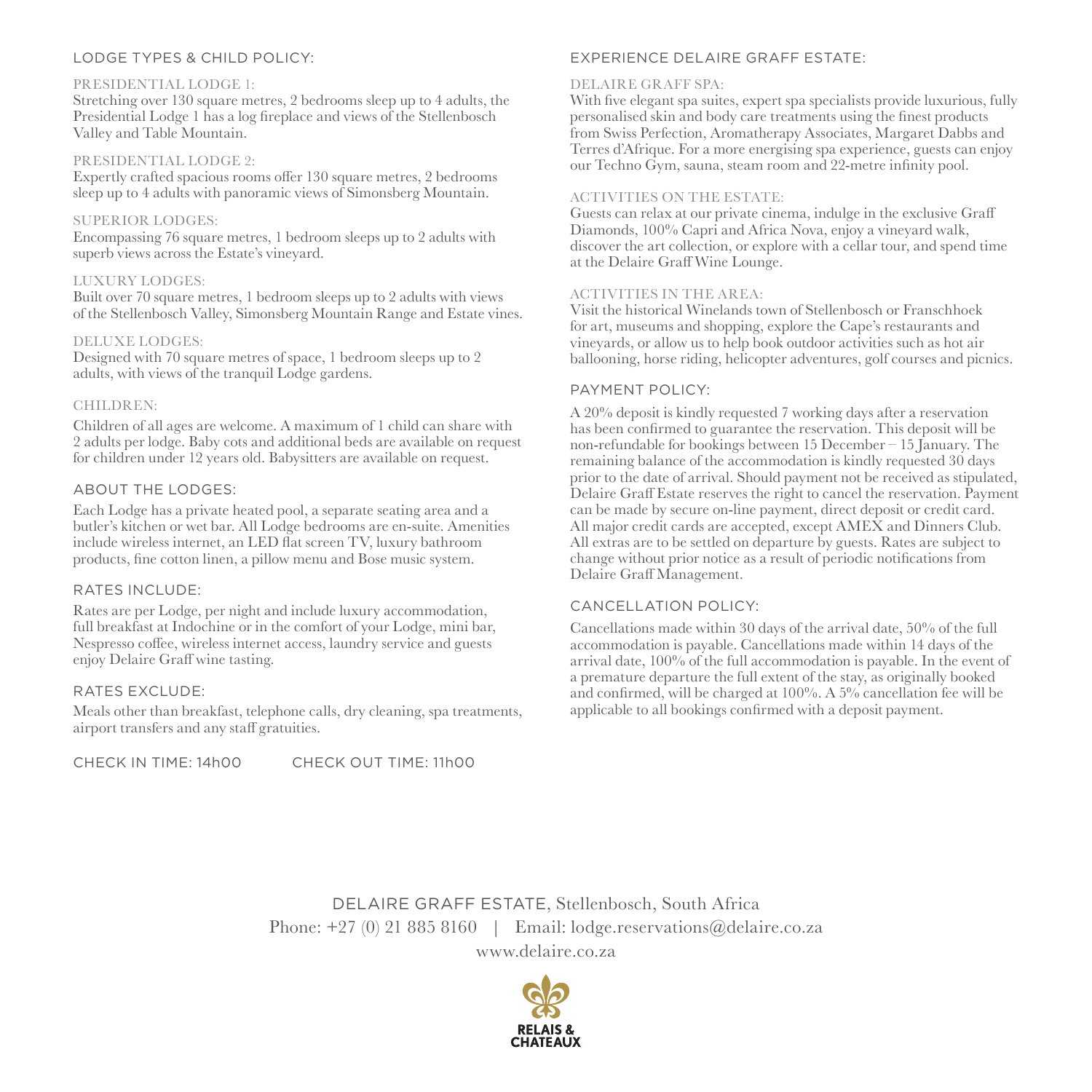## LODGE TYPES & CHILD POLICY:

### PRESIDENTIAL LODGE 1:

Stretching over 130 square metres, 2 bedrooms sleep up to 4 adults, the Presidential Lodge 1 has a log fireplace and views of the Stellenbosch Valley and Table Mountain.

### PRESIDENTIAL LODGE 2:

Expertly crafted spacious rooms offer 130 square metres, 2 bedrooms sleep up to 4 adults with panoramic views of Simonsberg Mountain.

### SUPERIOR LODGES:

Encompassing 76 square metres, 1 bedroom sleeps up to 2 adults with superb views across the Estate's vineyard.

### LUXURY LODGES:

Built over 70 square metres, 1 bedroom sleeps up to 2 adults with views of the Stellenbosch Valley, Simonsberg Mountain Range and Estate vines.

### DELUXE LODGES:

Designed with 70 square metres of space, 1 bedroom sleeps up to 2 adults, with views of the tranquil Lodge gardens.

### CHILDREN:

Children of all ages are welcome. A maximum of 1 child can share with 2 adults per lodge. Baby cots and additional beds are available on request for children under 12 years old. Babysitters are available on request.

## ABOUT THE LODGES:

Each Lodge has a private heated pool, a separate seating area and a butler's kitchen or wet bar. All Lodge bedrooms are en-suite. Amenities include wireless internet, an LED flat screen TV, luxury bathroom products, fine cotton linen, a pillow menu and Bose music system.

## RATES INCLUDE:

Rates are per Lodge, per night and include luxury accommodation, full breakfast at Indochine or in the comfort of your Lodge, mini bar, Nespresso coffee, wireless internet access, laundry service and guests enjoy Delaire Graff wine tasting.

## RATES EXCLUDE:

Meals other than breakfast, telephone calls, dry cleaning, spa treatments, airport transfers and any staff gratuities.

CHECK IN TIME: 14h00 CHECK OUT TIME: 11h00

## EXPERIENCE DELAIRE GRAFF ESTATE:

### DELAIRE GRAFF SPA:

With five elegant spa suites, expert spa specialists provide luxurious, fully personalised skin and body care treatments using the finest products from Swiss Perfection, Aromatherapy Associates, Margaret Dabbs and Terres d'Afrique. For a more energising spa experience, guests can enjoy our Techno Gym, sauna, steam room and 22-metre infinity pool.

### ACTIVITIES ON THE ESTATE:

Guests can relax at our private cinema, indulge in the exclusive Graff Diamonds, 100% Capri and Africa Nova, enjoy a vineyard walk, discover the art collection, or explore with a cellar tour, and spend time at the Delaire Graff Wine Lounge.

### ACTIVITIES IN THE AREA:

Visit the historical Winelands town of Stellenbosch or Franschhoek for art, museums and shopping, explore the Cape's restaurants and vineyards, or allow us to help book outdoor activities such as hot air ballooning, horse riding, helicopter adventures, golf courses and picnics.

## PAYMENT POLICY:

A 20% deposit is kindly requested 7 working days after a reservation has been confirmed to guarantee the reservation. This deposit will be non-refundable for bookings between 15 December – 15 January. The remaining balance of the accommodation is kindly requested 30 days prior to the date of arrival. Should payment not be received as stipulated, Delaire Graff Estate reserves the right to cancel the reservation. Payment can be made by secure on-line payment, direct deposit or credit card. All major credit cards are accepted, except AMEX and Dinners Club. All extras are to be settled on departure by guests. Rates are subject to change without prior notice as a result of periodic notifications from Delaire Graff Management.

## CANCELLATION POLICY:

Cancellations made within 30 days of the arrival date, 50% of the full accommodation is payable. Cancellations made within 14 days of the arrival date, 100% of the full accommodation is payable. In the event of a premature departure the full extent of the stay, as originally booked and confirmed, will be charged at 100%. A 5% cancellation fee will be applicable to all bookings confirmed with a deposit payment.

DELAIRE GRAFF ESTATE, Stellenbosch, South Africa
Phone: +27 (0) 21 885 8160 | Email: lodge.reservations@delaire.co.za
www.delaire.co.za

RELAIS & CHATEAUX